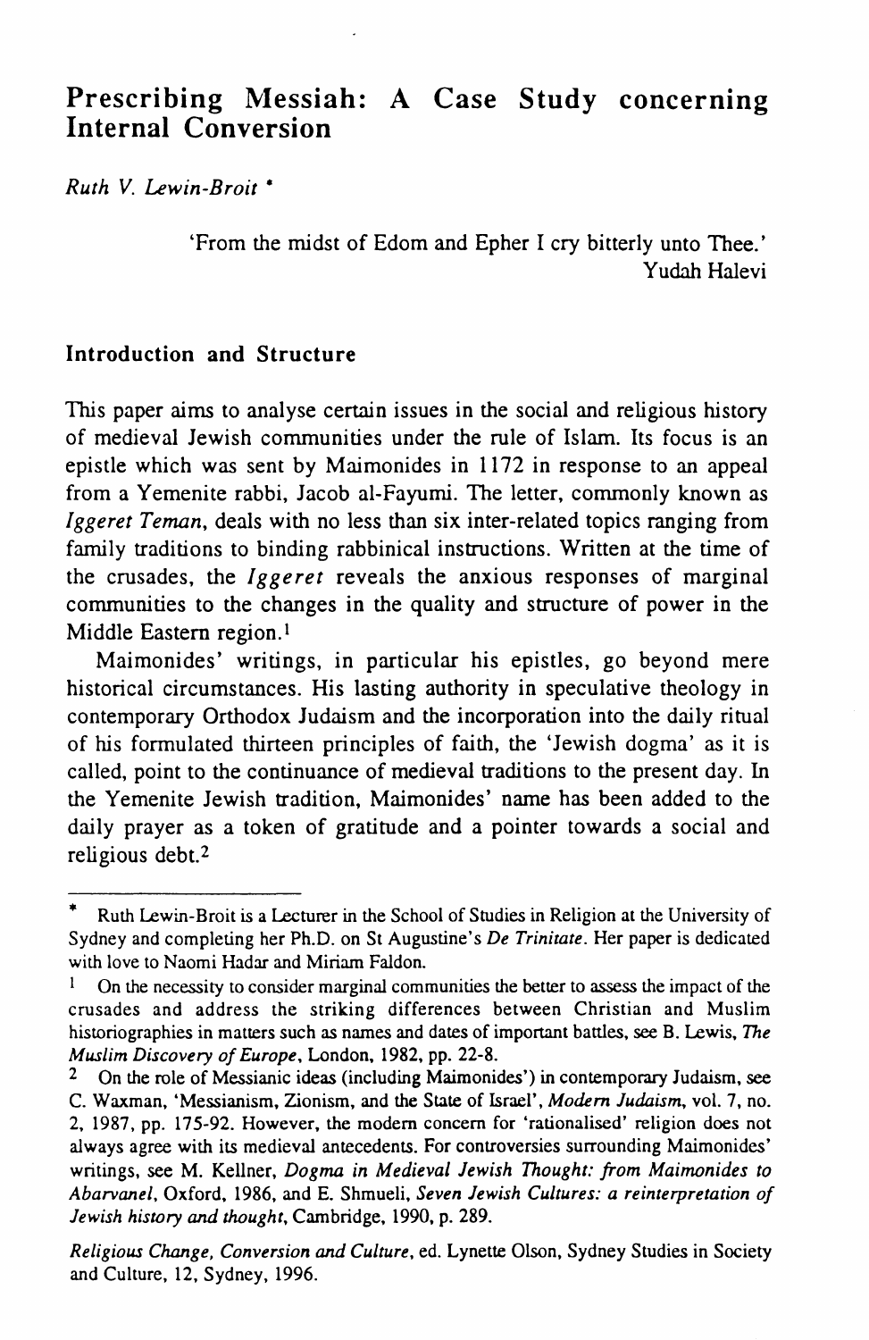# Prescribing Messiah: A Case Study concerning Internal Conversion

*Ruth V. Lewin-Broit* *

> 'From the midst of Edom and Epher I cry bitterly unto Thee.'
> Yudah Halevi

## Introduction and Structure

This paper aims to analyse certain issues in the social and religious history of medieval Jewish communities under the rule of Islam. Its focus is an epistle which was sent by Maimonides in 1172 in response to an appeal from a Yemenite rabbi, Jacob al-Fayumi. The letter, commonly known as *Iggeret Teman*, deals with no less than six inter-related topics ranging from family traditions to binding rabbinical instructions. Written at the time of the crusades, the *Iggeret* reveals the anxious responses of marginal communities to the changes in the quality and structure of power in the Middle Eastern region.[1]

Maimonides' writings, in particular his epistles, go beyond mere historical circumstances. His lasting authority in speculative theology in contemporary Orthodox Judaism and the incorporation into the daily ritual of his formulated thirteen principles of faith, the 'Jewish dogma' as it is called, point to the continuance of medieval traditions to the present day. In the Yemenite Jewish tradition, Maimonides' name has been added to the daily prayer as a token of gratitude and a pointer towards a social and religious debt.[2]

---

\* Ruth Lewin-Broit is a Lecturer in the School of Studies in Religion at the University of Sydney and completing her Ph.D. on St Augustine's *De Trinitate*. Her paper is dedicated with love to Naomi Hadar and Miriam Faldon.

[1] On the necessity to consider marginal communities the better to assess the impact of the crusades and address the striking differences between Christian and Muslim historiographies in matters such as names and dates of important battles, see B. Lewis, *The Muslim Discovery of Europe*, London, 1982, pp. 22-8.

[2] On the role of Messianic ideas (including Maimonides') in contemporary Judaism, see C. Waxman, 'Messianism, Zionism, and the State of Israel', *Modern Judaism*, vol. 7, no. 2, 1987, pp. 175-92. However, the modern concern for 'rationalised' religion does not always agree with its medieval antecedents. For controversies surrounding Maimonides' writings, see M. Kellner, *Dogma in Medieval Jewish Thought: from Maimonides to Abarvanel*, Oxford, 1986, and E. Shmueli, *Seven Jewish Cultures: a reinterpretation of Jewish history and thought*, Cambridge, 1990, p. 289.

*Religious Change, Conversion and Culture*, ed. Lynette Olson, Sydney Studies in Society and Culture, 12, Sydney, 1996.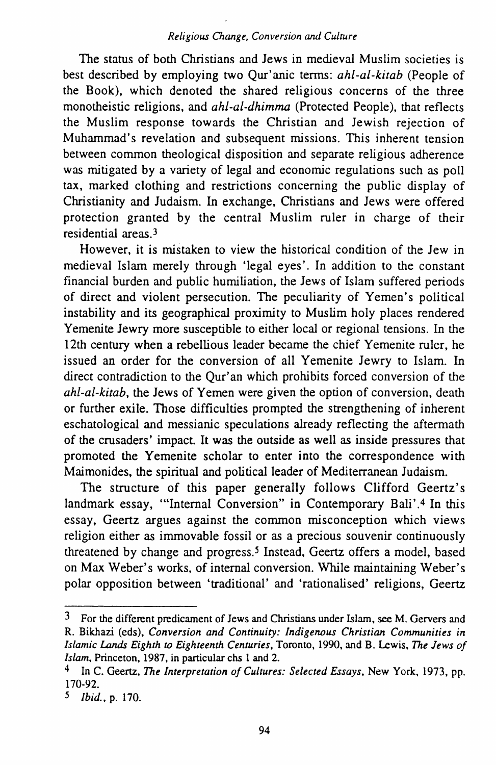The status of both Christians and Jews in medieval Muslim societies is best described by employing two Qur'anic terms: *ahl-al-kitab* (People of the Book), which denoted the shared religious concerns of the three monotheistic religions, and *ahl-al-dhimma* (Protected People), that reflects the Muslim response towards the Christian and Jewish rejection of Muhammad's revelation and subsequent missions. This inherent tension between common theological disposition and separate religious adherence was mitigated by a variety of legal and economic regulations such as poll tax, marked clothing and restrictions concerning the public display of Christianity and Judaism. In exchange, Christians and Jews were offered protection granted by the central Muslim ruler in charge of their residential areas.[3]

However, it is mistaken to view the historical condition of the Jew in medieval Islam merely through 'legal eyes'. In addition to the constant financial burden and public humiliation, the Jews of Islam suffered periods of direct and violent persecution. The peculiarity of Yemen's political instability and its geographical proximity to Muslim holy places rendered Yemenite Jewry more susceptible to either local or regional tensions. In the 12th century when a rebellious leader became the chief Yemenite ruler, he issued an order for the conversion of all Yemenite Jewry to Islam. In direct contradiction to the Qur'an which prohibits forced conversion of the *ahl-al-kitab*, the Jews of Yemen were given the option of conversion, death or further exile. Those difficulties prompted the strengthening of inherent eschatological and messianic speculations already reflecting the aftermath of the crusaders' impact. It was the outside as well as inside pressures that promoted the Yemenite scholar to enter into the correspondence with Maimonides, the spiritual and political leader of Mediterranean Judaism.

The structure of this paper generally follows Clifford Geertz's landmark essay, '"Internal Conversion" in Contemporary Bali'.[4] In this essay, Geertz argues against the common misconception which views religion either as immovable fossil or as a precious souvenir continuously threatened by change and progress.[5] Instead, Geertz offers a model, based on Max Weber's works, of internal conversion. While maintaining Weber's polar opposition between 'traditional' and 'rationalised' religions, Geertz

---

[3] For the different predicament of Jews and Christians under Islam, see M. Gervers and R. Bikhazi (eds), *Conversion and Continuity: Indigenous Christian Communities in Islamic Lands Eighth to Eighteenth Centuries*, Toronto, 1990, and B. Lewis, *The Jews of Islam*, Princeton, 1987, in particular chs 1 and 2.

[4] In C. Geertz, *The Interpretation of Cultures: Selected Essays*, New York, 1973, pp. 170-92.

[5] *Ibid.*, p. 170.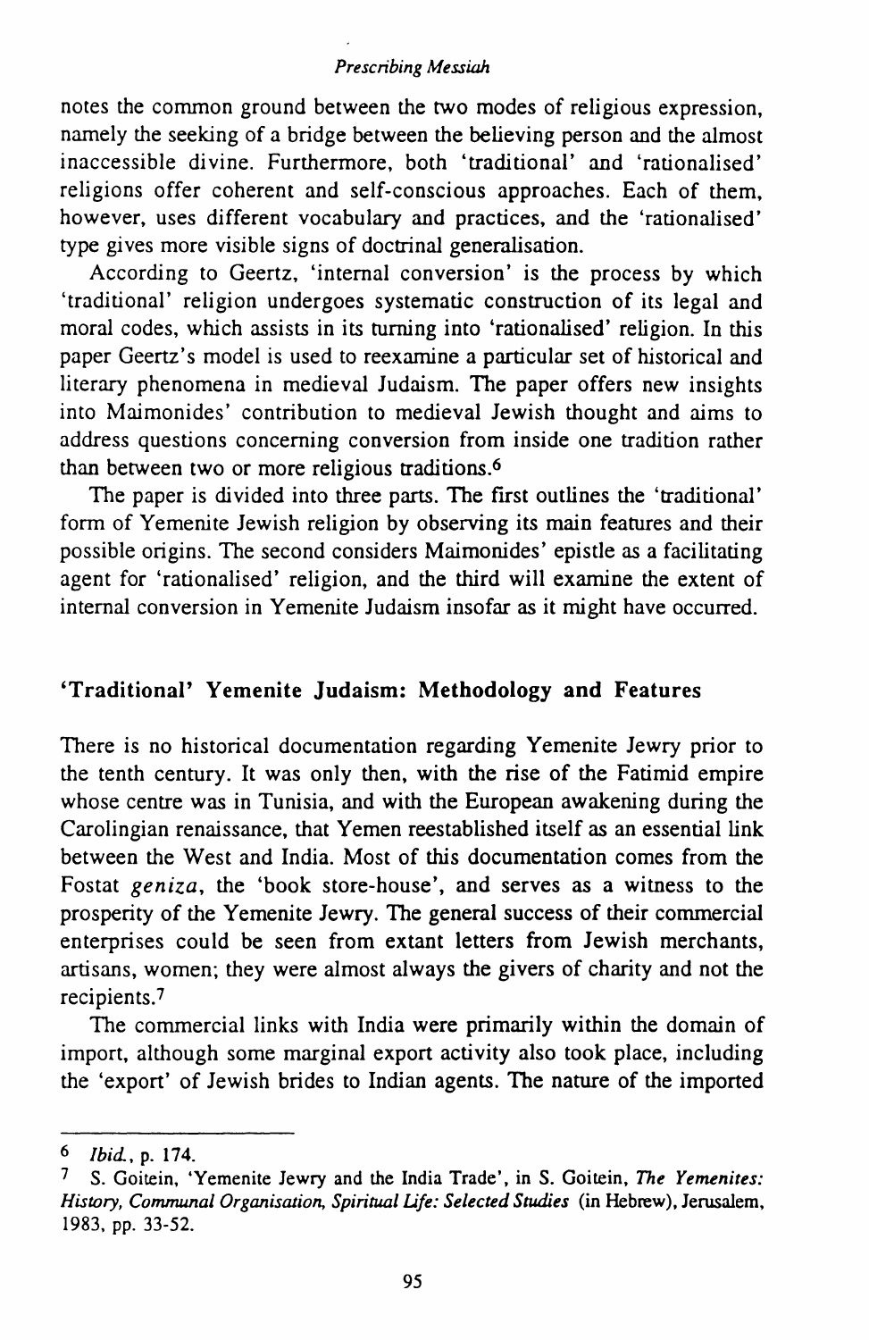notes the common ground between the two modes of religious expression, namely the seeking of a bridge between the believing person and the almost inaccessible divine. Furthermore, both 'traditional' and 'rationalised' religions offer coherent and self-conscious approaches. Each of them, however, uses different vocabulary and practices, and the 'rationalised' type gives more visible signs of doctrinal generalisation.

According to Geertz, 'internal conversion' is the process by which 'traditional' religion undergoes systematic construction of its legal and moral codes, which assists in its turning into 'rationalised' religion. In this paper Geertz's model is used to reexamine a particular set of historical and literary phenomena in medieval Judaism. The paper offers new insights into Maimonides' contribution to medieval Jewish thought and aims to address questions concerning conversion from inside one tradition rather than between two or more religious traditions.[6]

The paper is divided into three parts. The first outlines the 'traditional' form of Yemenite Jewish religion by observing its main features and their possible origins. The second considers Maimonides' epistle as a facilitating agent for 'rationalised' religion, and the third will examine the extent of internal conversion in Yemenite Judaism insofar as it might have occurred.

## 'Traditional' Yemenite Judaism: Methodology and Features

There is no historical documentation regarding Yemenite Jewry prior to the tenth century. It was only then, with the rise of the Fatimid empire whose centre was in Tunisia, and with the European awakening during the Carolingian renaissance, that Yemen reestablished itself as an essential link between the West and India. Most of this documentation comes from the Fostat *geniza*, the 'book store-house', and serves as a witness to the prosperity of the Yemenite Jewry. The general success of their commercial enterprises could be seen from extant letters from Jewish merchants, artisans, women; they were almost always the givers of charity and not the recipients.[7]

The commercial links with India were primarily within the domain of import, although some marginal export activity also took place, including the 'export' of Jewish brides to Indian agents. The nature of the imported

---

[6] *Ibid.*, p. 174.

[7] S. Goitein, 'Yemenite Jewry and the India Trade', in S. Goitein, *The Yemenites: History, Communal Organisation, Spiritual Life: Selected Studies* (in Hebrew), Jerusalem, 1983, pp. 33-52.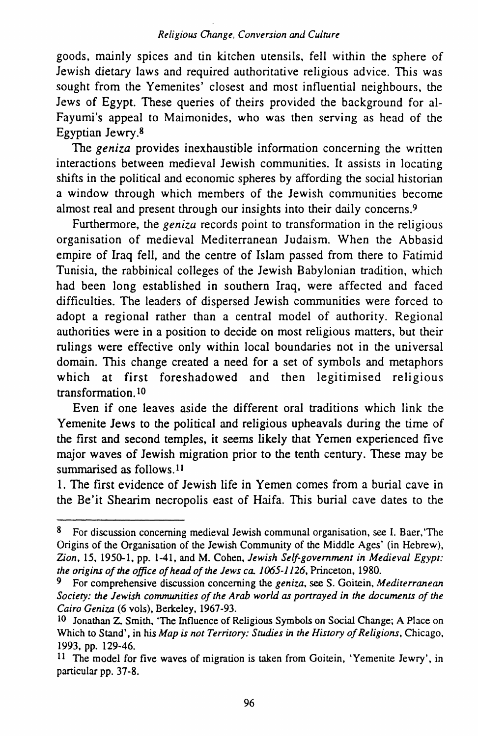goods, mainly spices and tin kitchen utensils, fell within the sphere of Jewish dietary laws and required authoritative religious advice. This was sought from the Yemenites' closest and most influential neighbours, the Jews of Egypt. These queries of theirs provided the background for al-Fayumi's appeal to Maimonides, who was then serving as head of the Egyptian Jewry.[8]

The *geniza* provides inexhaustible information concerning the written interactions between medieval Jewish communities. It assists in locating shifts in the political and economic spheres by affording the social historian a window through which members of the Jewish communities become almost real and present through our insights into their daily concerns.[9]

Furthermore, the *geniza* records point to transformation in the religious organisation of medieval Mediterranean Judaism. When the Abbasid empire of Iraq fell, and the centre of Islam passed from there to Fatimid Tunisia, the rabbinical colleges of the Jewish Babylonian tradition, which had been long established in southern Iraq, were affected and faced difficulties. The leaders of dispersed Jewish communities were forced to adopt a regional rather than a central model of authority. Regional authorities were in a position to decide on most religious matters, but their rulings were effective only within local boundaries not in the universal domain. This change created a need for a set of symbols and metaphors which at first foreshadowed and then legitimised religious transformation.[10]

Even if one leaves aside the different oral traditions which link the Yemenite Jews to the political and religious upheavals during the time of the first and second temples, it seems likely that Yemen experienced five major waves of Jewish migration prior to the tenth century. These may be summarised as follows.[11]

1. The first evidence of Jewish life in Yemen comes from a burial cave in the Be'it Shearim necropolis east of Haifa. This burial cave dates to the

---

[8] For discussion concerning medieval Jewish communal organisation, see I. Baer, 'The Origins of the Organisation of the Jewish Community of the Middle Ages' (in Hebrew), *Zion*, 15, 1950-1, pp. 1-41, and M. Cohen, *Jewish Self-government in Medieval Egypt: the origins of the office of head of the Jews ca. 1065-1126*, Princeton, 1980.

[9] For comprehensive discussion concerning the *geniza*, see S. Goitein, *Mediterranean Society: the Jewish communities of the Arab world as portrayed in the documents of the Cairo Geniza* (6 vols), Berkeley, 1967-93.

[10] Jonathan Z. Smith, 'The Influence of Religious Symbols on Social Change; A Place on Which to Stand', in his *Map is not Territory: Studies in the History of Religions*, Chicago, 1993, pp. 129-46.

[11] The model for five waves of migration is taken from Goitein, 'Yemenite Jewry', in particular pp. 37-8.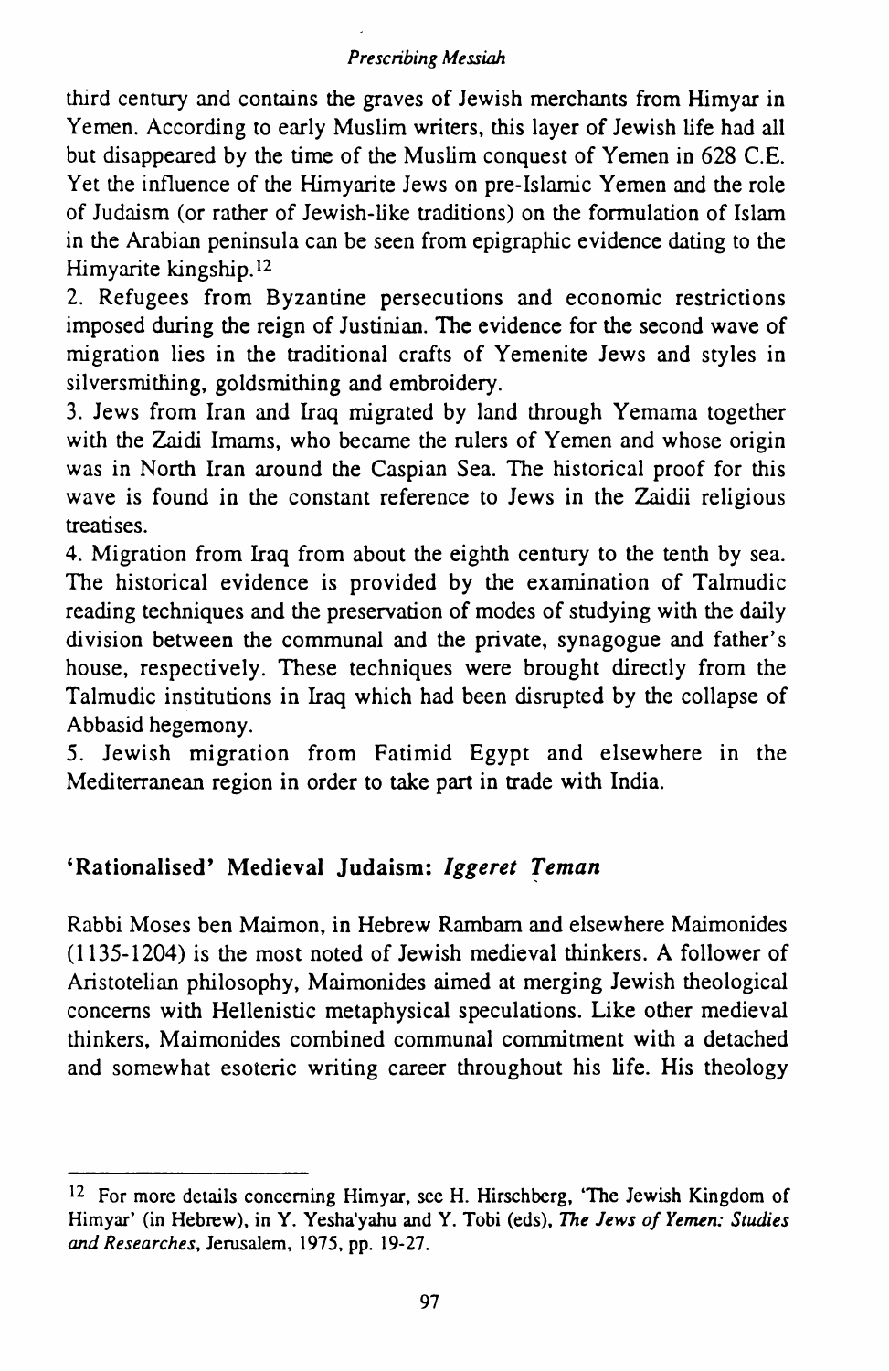third century and contains the graves of Jewish merchants from Himyar in Yemen. According to early Muslim writers, this layer of Jewish life had all but disappeared by the time of the Muslim conquest of Yemen in 628 C.E. Yet the influence of the Himyarite Jews on pre-Islamic Yemen and the role of Judaism (or rather of Jewish-like traditions) on the formulation of Islam in the Arabian peninsula can be seen from epigraphic evidence dating to the Himyarite kingship.[12]

2. Refugees from Byzantine persecutions and economic restrictions imposed during the reign of Justinian. The evidence for the second wave of migration lies in the traditional crafts of Yemenite Jews and styles in silversmithing, goldsmithing and embroidery.

3. Jews from Iran and Iraq migrated by land through Yemama together with the Zaidi Imams, who became the rulers of Yemen and whose origin was in North Iran around the Caspian Sea. The historical proof for this wave is found in the constant reference to Jews in the Zaidii religious treatises.

4. Migration from Iraq from about the eighth century to the tenth by sea. The historical evidence is provided by the examination of Talmudic reading techniques and the preservation of modes of studying with the daily division between the communal and the private, synagogue and father's house, respectively. These techniques were brought directly from the Talmudic institutions in Iraq which had been disrupted by the collapse of Abbasid hegemony.

5. Jewish migration from Fatimid Egypt and elsewhere in the Mediterranean region in order to take part in trade with India.

## 'Rationalised' Medieval Judaism: *Iggeret Ṭeman*

Rabbi Moses ben Maimon, in Hebrew Rambam and elsewhere Maimonides (1135-1204) is the most noted of Jewish medieval thinkers. A follower of Aristotelian philosophy, Maimonides aimed at merging Jewish theological concerns with Hellenistic metaphysical speculations. Like other medieval thinkers, Maimonides combined communal commitment with a detached and somewhat esoteric writing career throughout his life. His theology

---

[12] For more details concerning Himyar, see H. Hirschberg, 'The Jewish Kingdom of Himyar' (in Hebrew), in Y. Yesha'yahu and Y. Tobi (eds), *The Jews of Yemen: Studies and Researches*, Jerusalem, 1975, pp. 19-27.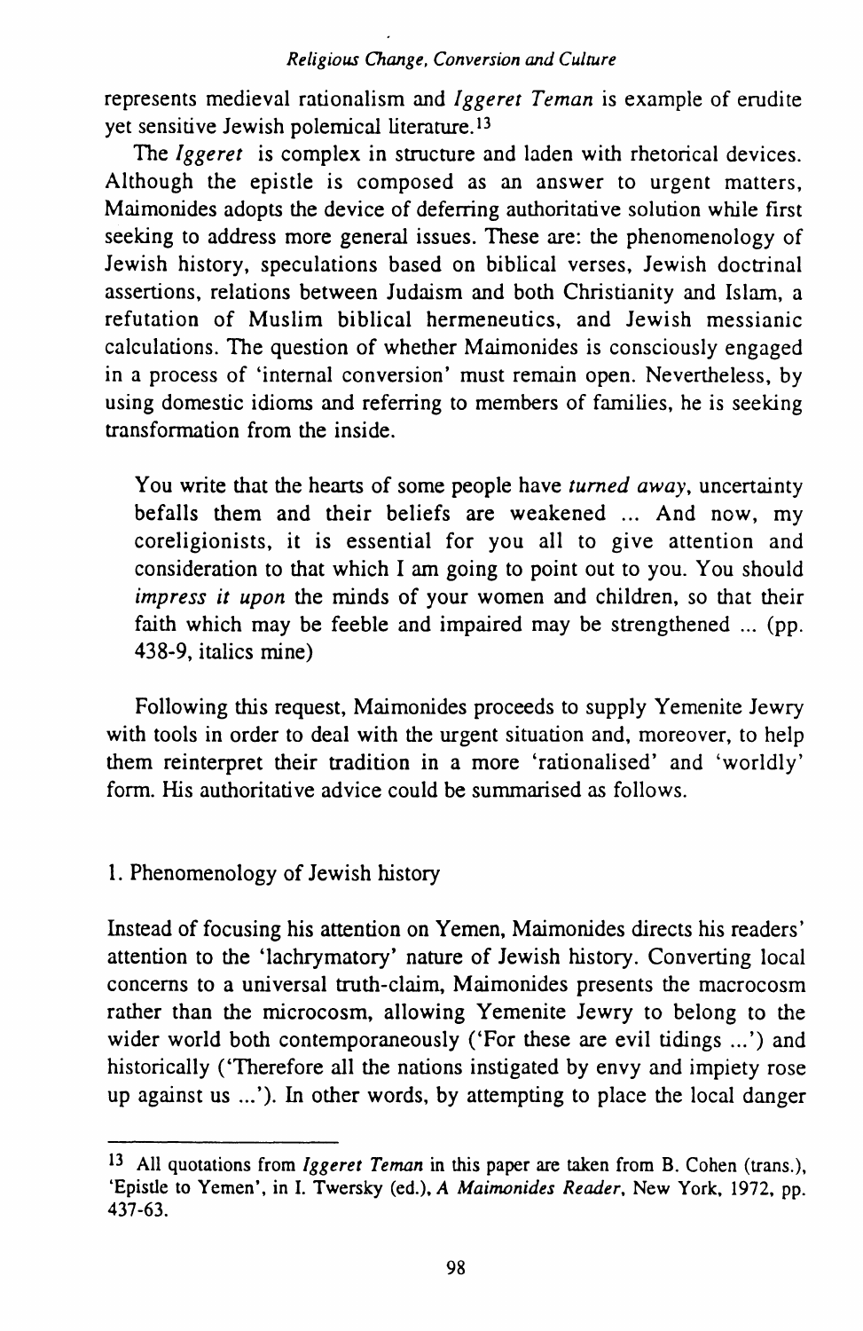represents medieval rationalism and *Iggeret Teman* is example of erudite yet sensitive Jewish polemical literature.[13]

The *Iggeret* is complex in structure and laden with rhetorical devices. Although the epistle is composed as an answer to urgent matters, Maimonides adopts the device of deferring authoritative solution while first seeking to address more general issues. These are: the phenomenology of Jewish history, speculations based on biblical verses, Jewish doctrinal assertions, relations between Judaism and both Christianity and Islam, a refutation of Muslim biblical hermeneutics, and Jewish messianic calculations. The question of whether Maimonides is consciously engaged in a process of 'internal conversion' must remain open. Nevertheless, by using domestic idioms and referring to members of families, he is seeking transformation from the inside.

> You write that the hearts of some people have *turned away*, uncertainty befalls them and their beliefs are weakened ... And now, my coreligionists, it is essential for you all to give attention and consideration to that which I am going to point out to you. You should *impress it upon* the minds of your women and children, so that their faith which may be feeble and impaired may be strengthened ... (pp. 438-9, italics mine)

Following this request, Maimonides proceeds to supply Yemenite Jewry with tools in order to deal with the urgent situation and, moreover, to help them reinterpret their tradition in a more 'rationalised' and 'worldly' form. His authoritative advice could be summarised as follows.

1. Phenomenology of Jewish history

Instead of focusing his attention on Yemen, Maimonides directs his readers' attention to the 'lachrymatory' nature of Jewish history. Converting local concerns to a universal truth-claim, Maimonides presents the macrocosm rather than the microcosm, allowing Yemenite Jewry to belong to the wider world both contemporaneously ('For these are evil tidings ...') and historically ('Therefore all the nations instigated by envy and impiety rose up against us ...'). In other words, by attempting to place the local danger

---

[13] All quotations from *Iggeret Teman* in this paper are taken from B. Cohen (trans.), 'Epistle to Yemen', in I. Twersky (ed.), *A Maimonides Reader*, New York, 1972, pp. 437-63.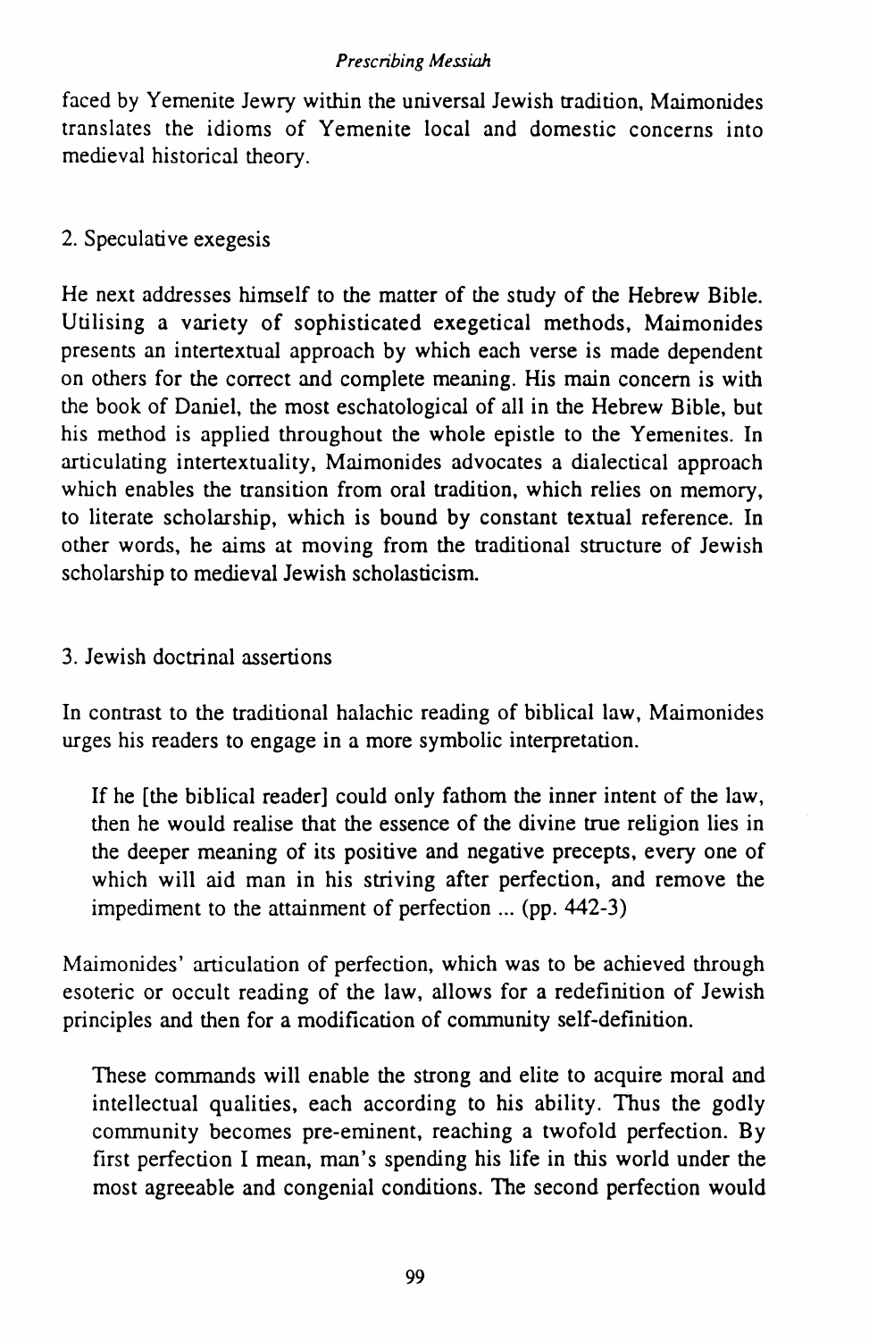faced by Yemenite Jewry within the universal Jewish tradition, Maimonides translates the idioms of Yemenite local and domestic concerns into medieval historical theory.

## 2. Speculative exegesis

He next addresses himself to the matter of the study of the Hebrew Bible. Utilising a variety of sophisticated exegetical methods, Maimonides presents an intertextual approach by which each verse is made dependent on others for the correct and complete meaning. His main concern is with the book of Daniel, the most eschatological of all in the Hebrew Bible, but his method is applied throughout the whole epistle to the Yemenites. In articulating intertextuality, Maimonides advocates a dialectical approach which enables the transition from oral tradition, which relies on memory, to literate scholarship, which is bound by constant textual reference. In other words, he aims at moving from the traditional structure of Jewish scholarship to medieval Jewish scholasticism.

## 3. Jewish doctrinal assertions

In contrast to the traditional halachic reading of biblical law, Maimonides urges his readers to engage in a more symbolic interpretation.

> If he [the biblical reader] could only fathom the inner intent of the law, then he would realise that the essence of the divine true religion lies in the deeper meaning of its positive and negative precepts, every one of which will aid man in his striving after perfection, and remove the impediment to the attainment of perfection ... (pp. 442-3)

Maimonides' articulation of perfection, which was to be achieved through esoteric or occult reading of the law, allows for a redefinition of Jewish principles and then for a modification of community self-definition.

> These commands will enable the strong and elite to acquire moral and intellectual qualities, each according to his ability. Thus the godly community becomes pre-eminent, reaching a twofold perfection. By first perfection I mean, man's spending his life in this world under the most agreeable and congenial conditions. The second perfection would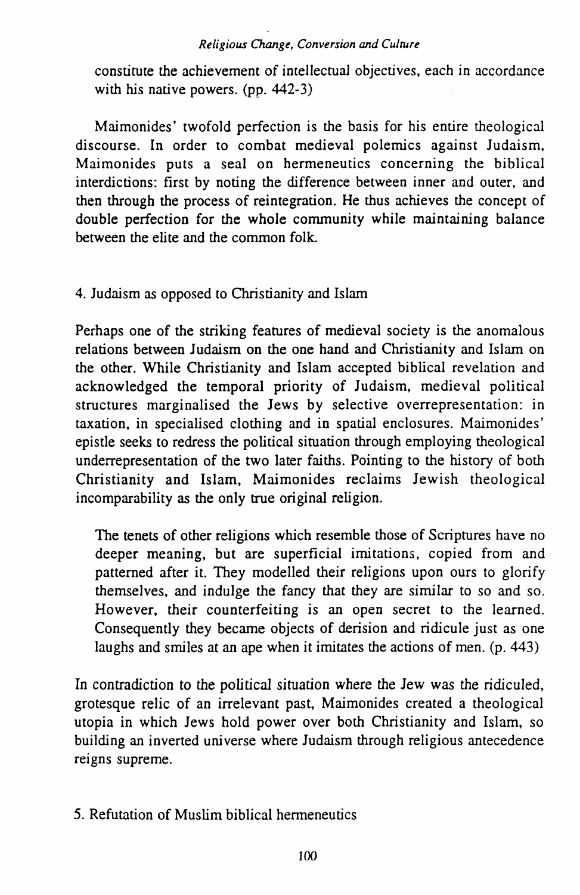constitute the achievement of intellectual objectives, each in accordance with his native powers. (pp. 442-3)

Maimonides' twofold perfection is the basis for his entire theological discourse. In order to combat medieval polemics against Judaism, Maimonides puts a seal on hermeneutics concerning the biblical interdictions: first by noting the difference between inner and outer, and then through the process of reintegration. He thus achieves the concept of double perfection for the whole community while maintaining balance between the elite and the common folk.

## 4. Judaism as opposed to Christianity and Islam

Perhaps one of the striking features of medieval society is the anomalous relations between Judaism on the one hand and Christianity and Islam on the other. While Christianity and Islam accepted biblical revelation and acknowledged the temporal priority of Judaism, medieval political structures marginalised the Jews by selective overrepresentation: in taxation, in specialised clothing and in spatial enclosures. Maimonides' epistle seeks to redress the political situation through employing theological underrepresentation of the two later faiths. Pointing to the history of both Christianity and Islam, Maimonides reclaims Jewish theological incomparability as the only true original religion.

> The tenets of other religions which resemble those of Scriptures have no deeper meaning, but are superficial imitations, copied from and patterned after it. They modelled their religions upon ours to glorify themselves, and indulge the fancy that they are similar to so and so. However, their counterfeiting is an open secret to the learned. Consequently they became objects of derision and ridicule just as one laughs and smiles at an ape when it imitates the actions of men. (p. 443)

In contradiction to the political situation where the Jew was the ridiculed, grotesque relic of an irrelevant past, Maimonides created a theological utopia in which Jews hold power over both Christianity and Islam, so building an inverted universe where Judaism through religious antecedence reigns supreme.

## 5. Refutation of Muslim biblical hermeneutics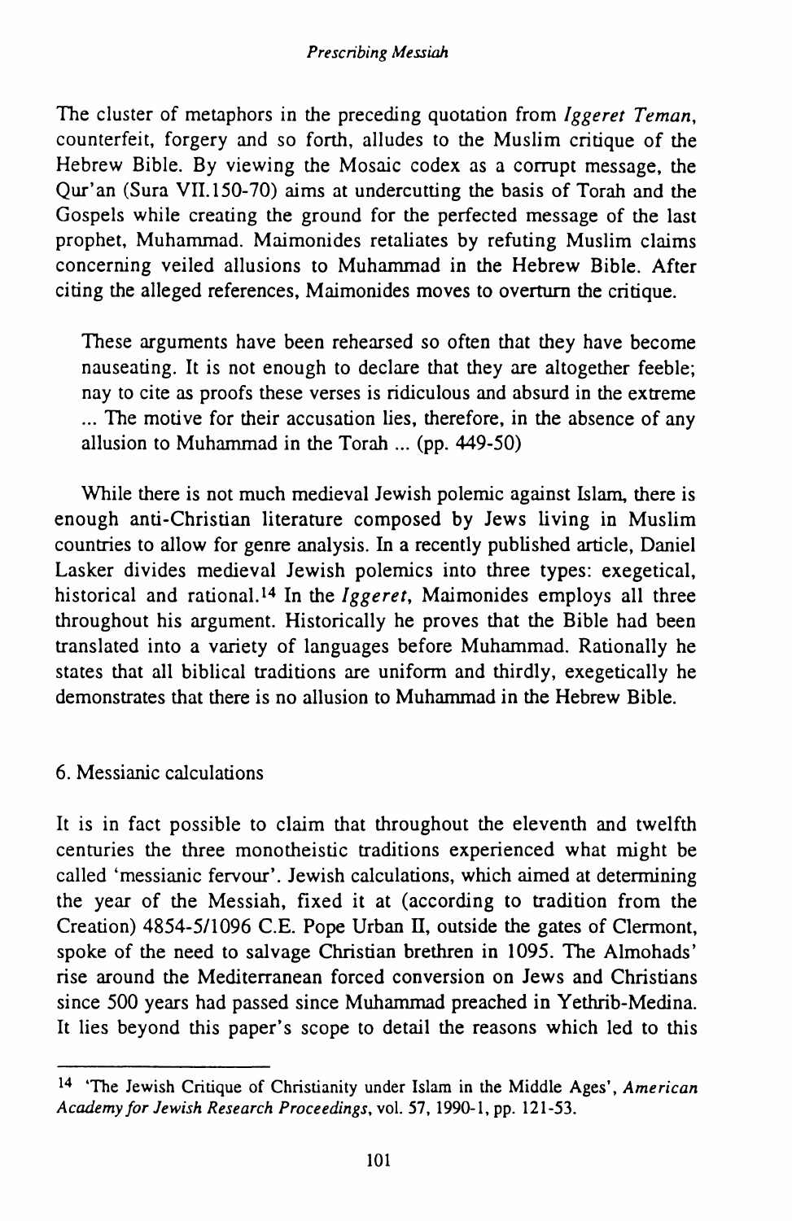The cluster of metaphors in the preceding quotation from *Iggeret Teman*, counterfeit, forgery and so forth, alludes to the Muslim critique of the Hebrew Bible. By viewing the Mosaic codex as a corrupt message, the Qur'an (Sura VII.150-70) aims at undercutting the basis of Torah and the Gospels while creating the ground for the perfected message of the last prophet, Muhammad. Maimonides retaliates by refuting Muslim claims concerning veiled allusions to Muhammad in the Hebrew Bible. After citing the alleged references, Maimonides moves to overturn the critique.

> These arguments have been rehearsed so often that they have become nauseating. It is not enough to declare that they are altogether feeble; nay to cite as proofs these verses is ridiculous and absurd in the extreme ... The motive for their accusation lies, therefore, in the absence of any allusion to Muhammad in the Torah ... (pp. 449-50)

While there is not much medieval Jewish polemic against Islam, there is enough anti-Christian literature composed by Jews living in Muslim countries to allow for genre analysis. In a recently published article, Daniel Lasker divides medieval Jewish polemics into three types: exegetical, historical and rational.[14] In the *Iggeret*, Maimonides employs all three throughout his argument. Historically he proves that the Bible had been translated into a variety of languages before Muhammad. Rationally he states that all biblical traditions are uniform and thirdly, exegetically he demonstrates that there is no allusion to Muhammad in the Hebrew Bible.

## 6. Messianic calculations

It is in fact possible to claim that throughout the eleventh and twelfth centuries the three monotheistic traditions experienced what might be called 'messianic fervour'. Jewish calculations, which aimed at determining the year of the Messiah, fixed it at (according to tradition from the Creation) 4854-5/1096 C.E. Pope Urban II, outside the gates of Clermont, spoke of the need to salvage Christian brethren in 1095. The Almohads' rise around the Mediterranean forced conversion on Jews and Christians since 500 years had passed since Muhammad preached in Yethrib-Medina. It lies beyond this paper's scope to detail the reasons which led to this

[14] 'The Jewish Critique of Christianity under Islam in the Middle Ages', *American Academy for Jewish Research Proceedings*, vol. 57, 1990-1, pp. 121-53.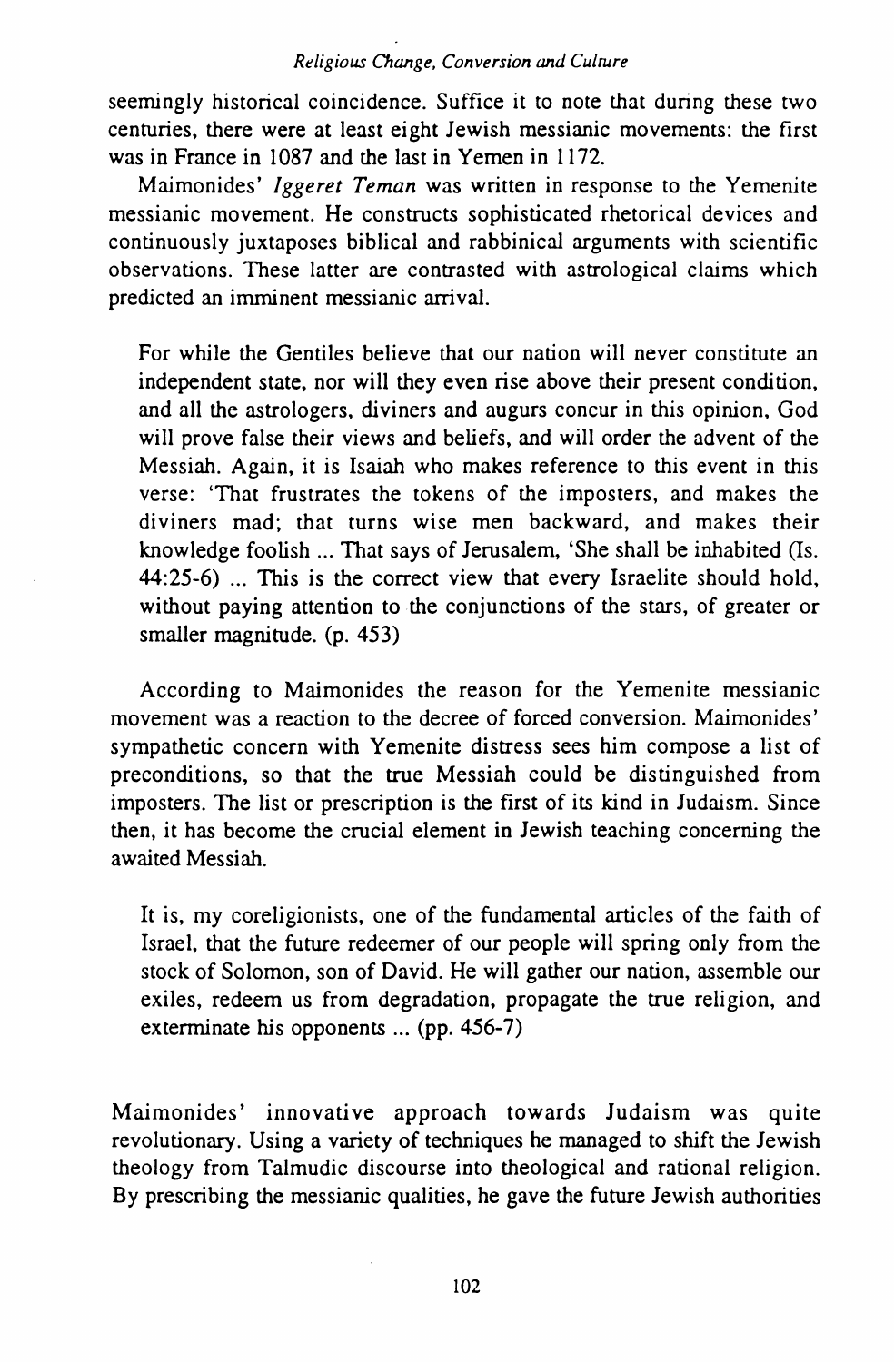seemingly historical coincidence. Suffice it to note that during these two centuries, there were at least eight Jewish messianic movements: the first was in France in 1087 and the last in Yemen in 1172.

Maimonides' *Iggeret Teman* was written in response to the Yemenite messianic movement. He constructs sophisticated rhetorical devices and continuously juxtaposes biblical and rabbinical arguments with scientific observations. These latter are contrasted with astrological claims which predicted an imminent messianic arrival.

> For while the Gentiles believe that our nation will never constitute an independent state, nor will they even rise above their present condition, and all the astrologers, diviners and augurs concur in this opinion, God will prove false their views and beliefs, and will order the advent of the Messiah. Again, it is Isaiah who makes reference to this event in this verse: 'That frustrates the tokens of the imposters, and makes the diviners mad; that turns wise men backward, and makes their knowledge foolish ... That says of Jerusalem, 'She shall be inhabited (Is. 44:25-6) ... This is the correct view that every Israelite should hold, without paying attention to the conjunctions of the stars, of greater or smaller magnitude. (p. 453)

According to Maimonides the reason for the Yemenite messianic movement was a reaction to the decree of forced conversion. Maimonides' sympathetic concern with Yemenite distress sees him compose a list of preconditions, so that the true Messiah could be distinguished from imposters. The list or prescription is the first of its kind in Judaism. Since then, it has become the crucial element in Jewish teaching concerning the awaited Messiah.

> It is, my coreligionists, one of the fundamental articles of the faith of Israel, that the future redeemer of our people will spring only from the stock of Solomon, son of David. He will gather our nation, assemble our exiles, redeem us from degradation, propagate the true religion, and exterminate his opponents ... (pp. 456-7)

Maimonides' innovative approach towards Judaism was quite revolutionary. Using a variety of techniques he managed to shift the Jewish theology from Talmudic discourse into theological and rational religion. By prescribing the messianic qualities, he gave the future Jewish authorities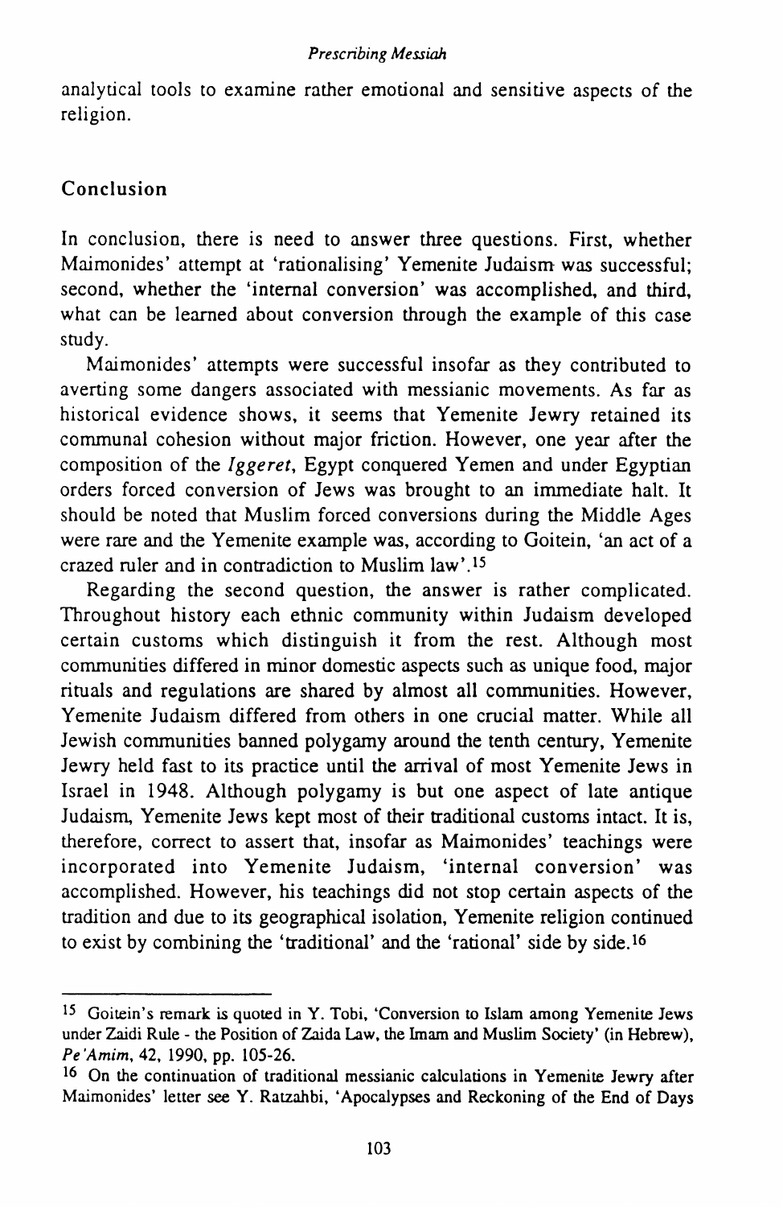analytical tools to examine rather emotional and sensitive aspects of the religion.

## Conclusion

In conclusion, there is need to answer three questions. First, whether Maimonides' attempt at 'rationalising' Yemenite Judaism was successful; second, whether the 'internal conversion' was accomplished, and third, what can be learned about conversion through the example of this case study.

Maimonides' attempts were successful insofar as they contributed to averting some dangers associated with messianic movements. As far as historical evidence shows, it seems that Yemenite Jewry retained its communal cohesion without major friction. However, one year after the composition of the *Iggeret*, Egypt conquered Yemen and under Egyptian orders forced conversion of Jews was brought to an immediate halt. It should be noted that Muslim forced conversions during the Middle Ages were rare and the Yemenite example was, according to Goitein, 'an act of a crazed ruler and in contradiction to Muslim law'.[15]

Regarding the second question, the answer is rather complicated. Throughout history each ethnic community within Judaism developed certain customs which distinguish it from the rest. Although most communities differed in minor domestic aspects such as unique food, major rituals and regulations are shared by almost all communities. However, Yemenite Judaism differed from others in one crucial matter. While all Jewish communities banned polygamy around the tenth century, Yemenite Jewry held fast to its practice until the arrival of most Yemenite Jews in Israel in 1948. Although polygamy is but one aspect of late antique Judaism, Yemenite Jews kept most of their traditional customs intact. It is, therefore, correct to assert that, insofar as Maimonides' teachings were incorporated into Yemenite Judaism, 'internal conversion' was accomplished. However, his teachings did not stop certain aspects of the tradition and due to its geographical isolation, Yemenite religion continued to exist by combining the 'traditional' and the 'rational' side by side.[16]

---

[15] Goitein's remark is quoted in Y. Tobi, 'Conversion to Islam among Yemenite Jews under Zaidi Rule - the Position of Zaida Law, the Imam and Muslim Society' (in Hebrew), *Pe'Amim*, 42, 1990, pp. 105-26.

[16] On the continuation of traditional messianic calculations in Yemenite Jewry after Maimonides' letter see Y. Ratzahbi, 'Apocalypses and Reckoning of the End of Days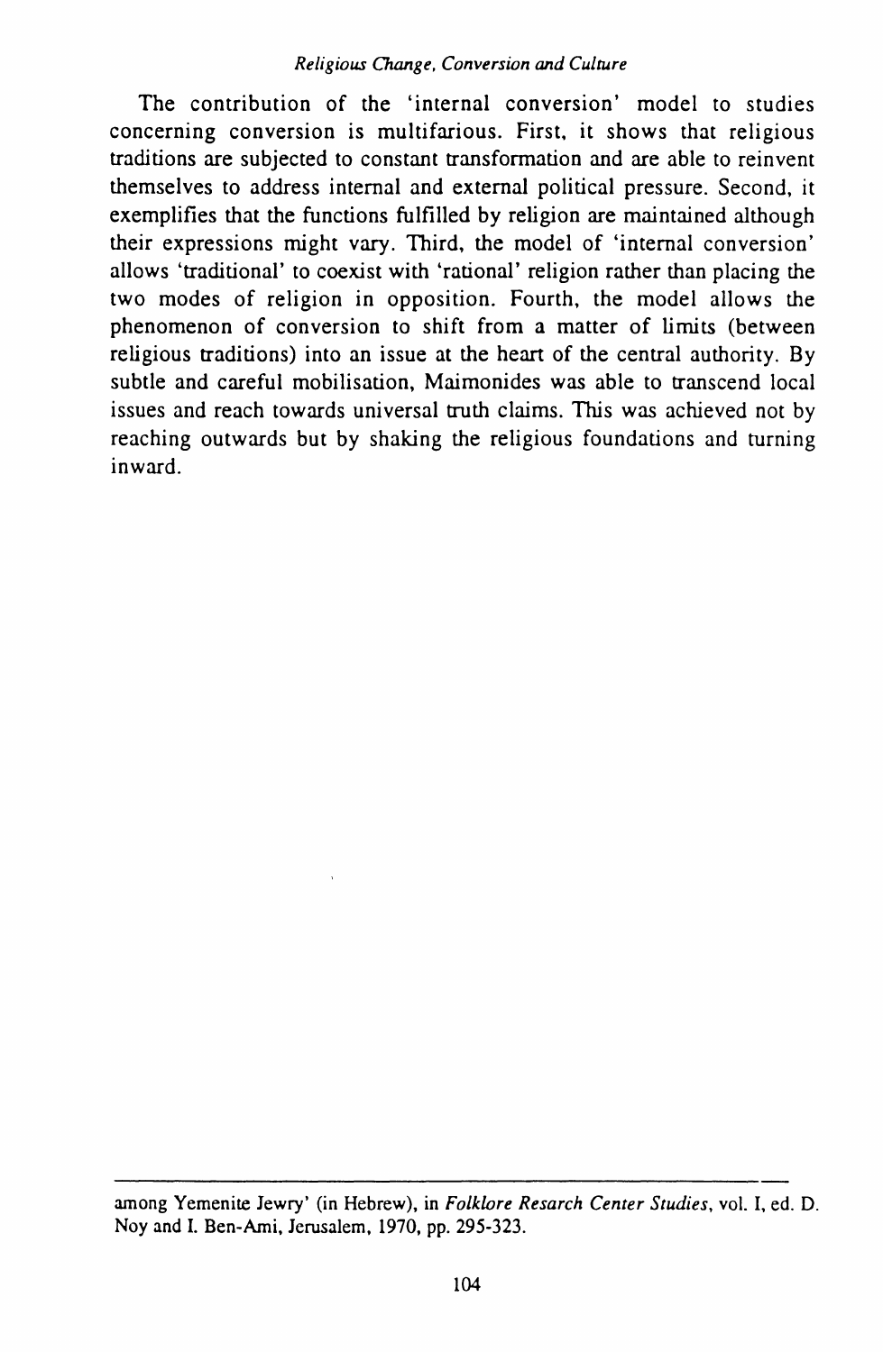The contribution of the 'internal conversion' model to studies concerning conversion is multifarious. First, it shows that religious traditions are subjected to constant transformation and are able to reinvent themselves to address internal and external political pressure. Second, it exemplifies that the functions fulfilled by religion are maintained although their expressions might vary. Third, the model of 'internal conversion' allows 'traditional' to coexist with 'rational' religion rather than placing the two modes of religion in opposition. Fourth, the model allows the phenomenon of conversion to shift from a matter of limits (between religious traditions) into an issue at the heart of the central authority. By subtle and careful mobilisation, Maimonides was able to transcend local issues and reach towards universal truth claims. This was achieved not by reaching outwards but by shaking the religious foundations and turning inward.

---

among Yemenite Jewry' (in Hebrew), in *Folklore Resarch Center Studies*, vol. I, ed. D. Noy and I. Ben-Ami, Jerusalem, 1970, pp. 295-323.